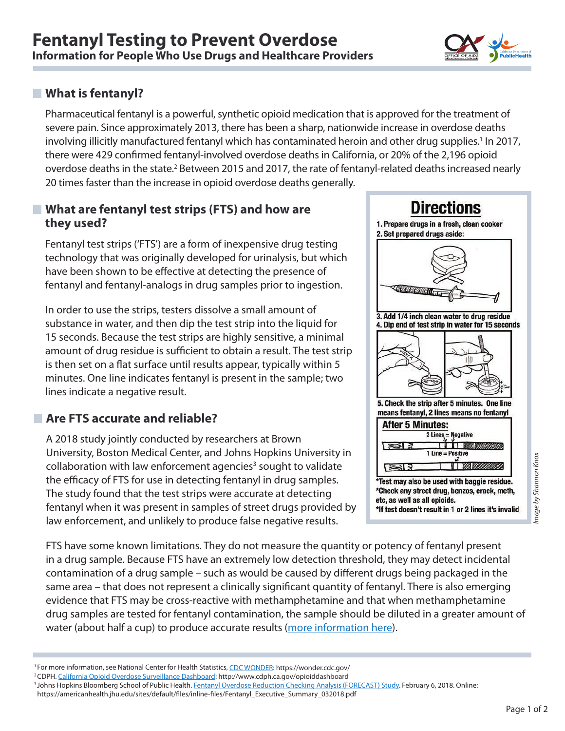# Fentanyl Testing to Prevent Overdose

**Information for People Who Use Drugs and Healthcare Providers**

## What is fentanyl?

Pharmaceutical fentanyl is a powerful, synthetic opioid medication that is approved for the treatment of severe pain. Since approximately 2013, there has been a sharp, nationwide increase in overdose deaths involving illicitly manufactured fentanyl which has contaminated heroin and other drug supplies.[1] In 2017, there were 429 confirmed fentanyl-involved overdose deaths in California, or 20% of the 2,196 opioid overdose deaths in the state.[2] Between 2015 and 2017, the rate of fentanyl-related deaths increased nearly 20 times faster than the increase in opioid overdose deaths generally.

## What are fentanyl test strips (FTS) and how are they used?

Fentanyl test strips ('FTS') are a form of inexpensive drug testing technology that was originally developed for urinalysis, but which have been shown to be effective at detecting the presence of fentanyl and fentanyl-analogs in drug samples prior to ingestion.

In order to use the strips, testers dissolve a small amount of substance in water, and then dip the test strip into the liquid for 15 seconds. Because the test strips are highly sensitive, a minimal amount of drug residue is sufficient to obtain a result. The test strip is then set on a flat surface until results appear, typically within 5 minutes. One line indicates fentanyl is present in the sample; two lines indicate a negative result.

## Are FTS accurate and reliable?

A 2018 study jointly conducted by researchers at Brown University, Boston Medical Center, and Johns Hopkins University in collaboration with law enforcement agencies[3] sought to validate the efficacy of FTS for use in detecting fentanyl in drug samples. The study found that the test strips were accurate at detecting fentanyl when it was present in samples of street drugs provided by law enforcement, and unlikely to produce false negative results.

**Directions**

1. Prepare drugs in a fresh, clean cooker
2. Set prepared drugs aside:
3. Add 1/4 inch clean water to drug residue
4. Dip end of test strip in water for 15 seconds
5. Check the strip after 5 minutes. One line means fentanyl, 2 lines means no fentanyl

**After 5 Minutes:**

2 Lines = Negative

1 Line = Positive

*Test may also be used with baggie residue.
*Check any street drug, benzos, crack, meth, etc, as well as all opioids.
*If test doesn't result in 1 or 2 lines it's invalid

*Image by Shannon Knox*

FTS have some known limitations. They do not measure the quantity or potency of fentanyl present in a drug sample. Because FTS have an extremely low detection threshold, they may detect incidental contamination of a drug sample – such as would be caused by different drugs being packaged in the same area – that does not represent a clinically significant quantity of fentanyl. There is also emerging evidence that FTS may be cross-reactive with methamphetamine and that when methamphetamine drug samples are tested for fentanyl contamination, the sample should be diluted in a greater amount of water (about half a cup) to produce accurate results (more information here).

---

[1] For more information, see National Center for Health Statistics, CDC WONDER: https://wonder.cdc.gov/

[2] CDPH. California Opioid Overdose Surveillance Dashboard: http://www.cdph.ca.gov/opioiddashboard

[3] Johns Hopkins Bloomberg School of Public Health. Fentanyl Overdose Reduction Checking Analysis (FORECAST) Study. February 6, 2018. Online: https://americanhealth.jhu.edu/sites/default/files/inline-files/Fentanyl_Executive_Summary_032018.pdf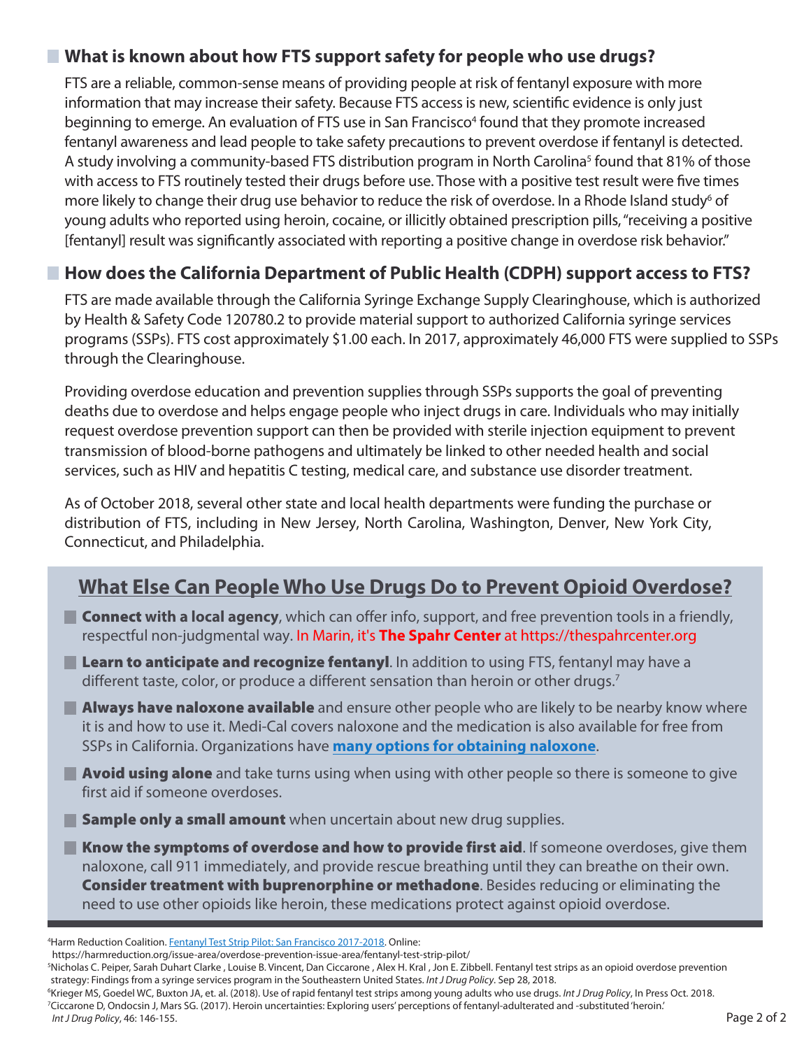## What is known about how FTS support safety for people who use drugs?

FTS are a reliable, common-sense means of providing people at risk of fentanyl exposure with more information that may increase their safety. Because FTS access is new, scientific evidence is only just beginning to emerge. An evaluation of FTS use in San Francisco[4] found that they promote increased fentanyl awareness and lead people to take safety precautions to prevent overdose if fentanyl is detected. A study involving a community-based FTS distribution program in North Carolina[5] found that 81% of those with access to FTS routinely tested their drugs before use. Those with a positive test result were five times more likely to change their drug use behavior to reduce the risk of overdose. In a Rhode Island study[6] of young adults who reported using heroin, cocaine, or illicitly obtained prescription pills, "receiving a positive [fentanyl] result was significantly associated with reporting a positive change in overdose risk behavior."

## How does the California Department of Public Health (CDPH) support access to FTS?

FTS are made available through the California Syringe Exchange Supply Clearinghouse, which is authorized by Health & Safety Code 120780.2 to provide material support to authorized California syringe services programs (SSPs). FTS cost approximately $1.00 each. In 2017, approximately 46,000 FTS were supplied to SSPs through the Clearinghouse.

Providing overdose education and prevention supplies through SSPs supports the goal of preventing deaths due to overdose and helps engage people who inject drugs in care. Individuals who may initially request overdose prevention support can then be provided with sterile injection equipment to prevent transmission of blood-borne pathogens and ultimately be linked to other needed health and social services, such as HIV and hepatitis C testing, medical care, and substance use disorder treatment.

As of October 2018, several other state and local health departments were funding the purchase or distribution of FTS, including in New Jersey, North Carolina, Washington, Denver, New York City, Connecticut, and Philadelphia.

## What Else Can People Who Use Drugs Do to Prevent Opioid Overdose?

- **Connect with a local agency**, which can offer info, support, and free prevention tools in a friendly, respectful non-judgmental way. In Marin, it's **The Spahr Center** at https://thespahrcenter.org
- **Learn to anticipate and recognize fentanyl**. In addition to using FTS, fentanyl may have a different taste, color, or produce a different sensation than heroin or other drugs.[7]
- **Always have naloxone available** and ensure other people who are likely to be nearby know where it is and how to use it. Medi-Cal covers naloxone and the medication is also available for free from SSPs in California. Organizations have **many options for obtaining naloxone**.
- **Avoid using alone** and take turns using when using with other people so there is someone to give first aid if someone overdoses.
- **Sample only a small amount** when uncertain about new drug supplies.
- **Know the symptoms of overdose and how to provide first aid**. If someone overdoses, give them naloxone, call 911 immediately, and provide rescue breathing until they can breathe on their own. **Consider treatment with buprenorphine or methadone**. Besides reducing or eliminating the need to use other opioids like heroin, these medications protect against opioid overdose.

---

[4] Harm Reduction Coalition. Fentanyl Test Strip Pilot: San Francisco 2017-2018. Online: https://harmreduction.org/issue-area/overdose-prevention-issue-area/fentanyl-test-strip-pilot/

[5] Nicholas C. Peiper, Sarah Duhart Clarke , Louise B. Vincent, Dan Ciccarone , Alex H. Kral , Jon E. Zibbell. Fentanyl test strips as an opioid overdose prevention strategy: Findings from a syringe services program in the Southeastern United States. *Int J Drug Policy*. Sep 28, 2018.

[6] Krieger MS, Goedel WC, Buxton JA, et. al. (2018). Use of rapid fentanyl test strips among young adults who use drugs. *Int J Drug Policy*, In Press Oct. 2018.

[7] Ciccarone D, Ondocsin J, Mars SG. (2017). Heroin uncertainties: Exploring users' perceptions of fentanyl-adulterated and -substituted 'heroin.' *Int J Drug Policy*, 46: 146-155.